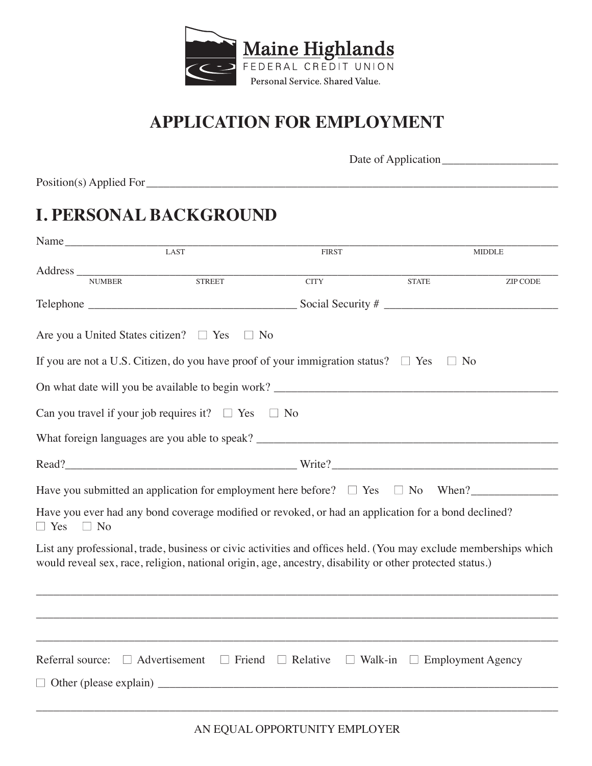Maine Highlands
FEDERAL CREDIT UNION
Personal Service. Shared Value.

# APPLICATION FOR EMPLOYMENT

Date of Application ____________________

Position(s) Applied For ____________________________________________________________________________

## I. PERSONAL BACKGROUND

Name ____________________________________________________________________________
LAST FIRST MIDDLE

Address ____________________________________________________________________________
NUMBER STREET CITY STATE ZIP CODE

Telephone ___________________________________ Social Security # ______________________________

Are you a United States citizen? ☐ Yes ☐ No

If you are not a U.S. Citizen, do you have proof of your immigration status? ☐ Yes ☐ No

On what date will you be available to begin work? __________________________________________________

Can you travel if your job requires it? ☐ Yes ☐ No

What foreign languages are you able to speak? ______________________________________________________

Read? ________________________________________ Write? ______________________________________

Have you submitted an application for employment here before? ☐ Yes ☐ No When? _______________

Have you ever had any bond coverage modified or revoked, or had an application for a bond declined?
☐ Yes ☐ No

List any professional, trade, business or civic activities and offices held. (You may exclude memberships which would reveal sex, race, religion, national origin, age, ancestry, disability or other protected status.)

____________________________________________________________________________

____________________________________________________________________________

____________________________________________________________________________

Referral source: ☐ Advertisement ☐ Friend ☐ Relative ☐ Walk-in ☐ Employment Agency

☐ Other (please explain) ____________________________________________________________________________

____________________________________________________________________________

AN EQUAL OPPORTUNITY EMPLOYER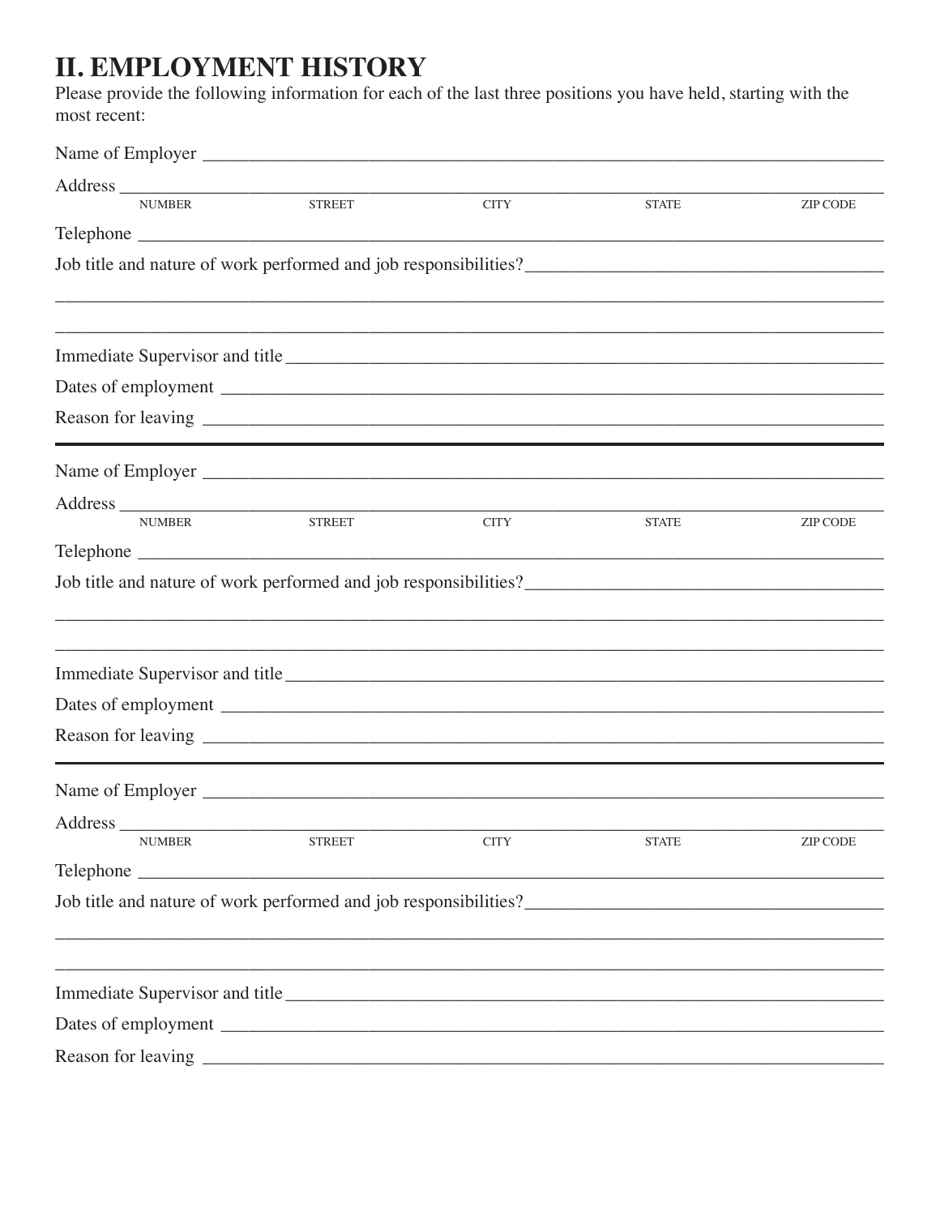# II. EMPLOYMENT HISTORY

Please provide the following information for each of the last three positions you have held, starting with the most recent:

Name of Employer ______________________________________________________________________

Address ______________________________________________________________________________

NUMBER STREET CITY STATE ZIP CODE

Telephone _____________________________________________________________________________

Job title and nature of work performed and job responsibilities?_____________________________________

______________________________________________________________________________________

______________________________________________________________________________________

Immediate Supervisor and title___________________________________________________________

Dates of employment __________________________________________________________________

Reason for leaving ____________________________________________________________________

---

Name of Employer ______________________________________________________________________

Address ______________________________________________________________________________

NUMBER STREET CITY STATE ZIP CODE

Telephone _____________________________________________________________________________

Job title and nature of work performed and job responsibilities?_____________________________________

______________________________________________________________________________________

______________________________________________________________________________________

Immediate Supervisor and title___________________________________________________________

Dates of employment __________________________________________________________________

Reason for leaving ____________________________________________________________________

---

Name of Employer ______________________________________________________________________

Address ______________________________________________________________________________

NUMBER STREET CITY STATE ZIP CODE

Telephone _____________________________________________________________________________

Job title and nature of work performed and job responsibilities?_____________________________________

______________________________________________________________________________________

______________________________________________________________________________________

Immediate Supervisor and title___________________________________________________________

Dates of employment __________________________________________________________________

Reason for leaving ____________________________________________________________________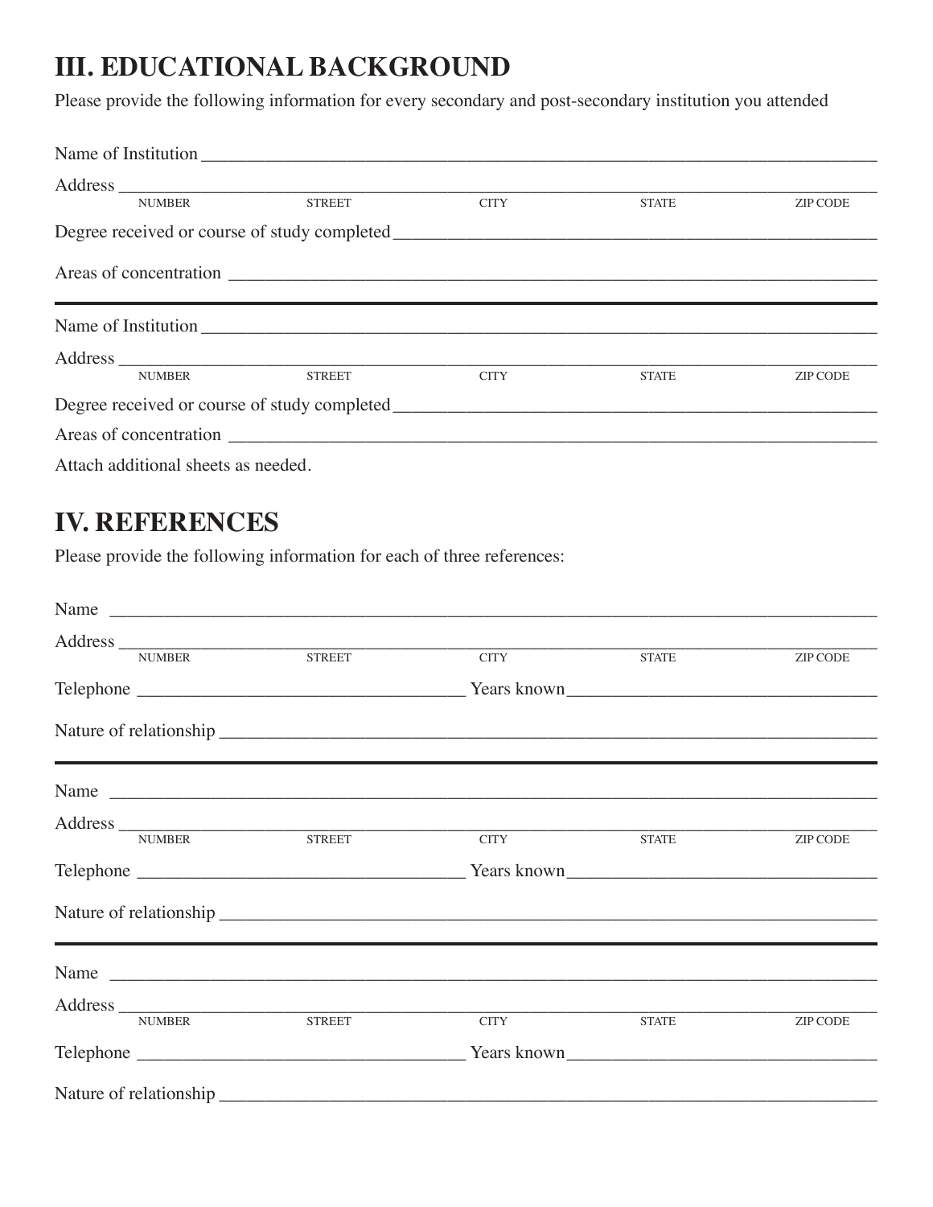## III. EDUCATIONAL BACKGROUND

Please provide the following information for every secondary and post-secondary institution you attended

Name of Institution ______________________________________________

Address ______________________________________________
NUMBER STREET CITY STATE ZIP CODE

Degree received or course of study completed ______________________________________________

Areas of concentration ______________________________________________

---

Name of Institution ______________________________________________

Address ______________________________________________
NUMBER STREET CITY STATE ZIP CODE

Degree received or course of study completed ______________________________________________

Areas of concentration ______________________________________________

Attach additional sheets as needed.

## IV. REFERENCES

Please provide the following information for each of three references:

Name ______________________________________________

Address ______________________________________________
NUMBER STREET CITY STATE ZIP CODE

Telephone ______________________ Years known ______________________

Nature of relationship ______________________________________________

---

Name ______________________________________________

Address ______________________________________________
NUMBER STREET CITY STATE ZIP CODE

Telephone ______________________ Years known ______________________

Nature of relationship ______________________________________________

---

Name ______________________________________________

Address ______________________________________________
NUMBER STREET CITY STATE ZIP CODE

Telephone ______________________ Years known ______________________

Nature of relationship ______________________________________________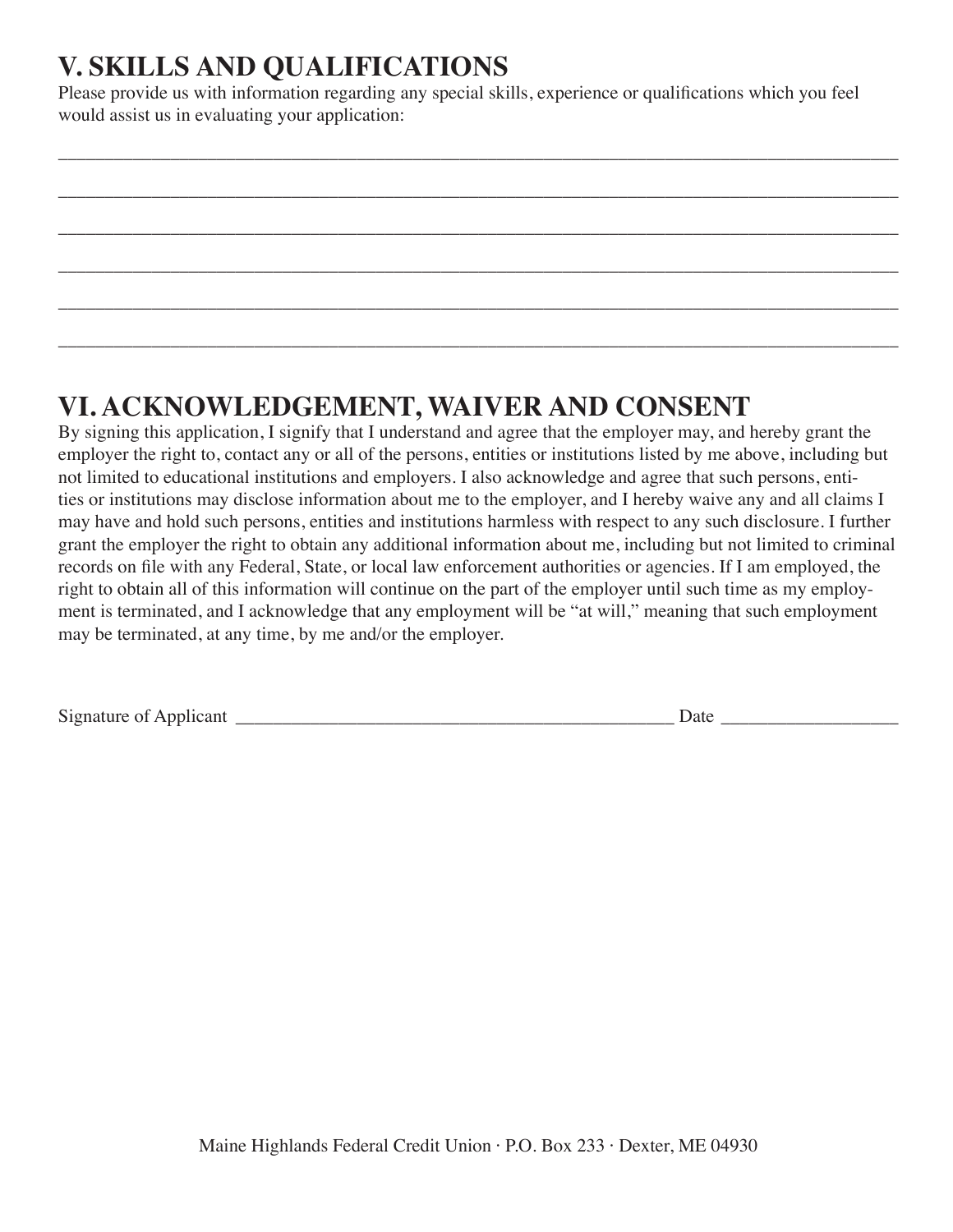## V. SKILLS AND QUALIFICATIONS

Please provide us with information regarding any special skills, experience or qualifications which you feel would assist us in evaluating your application:

______________________________________________________________________________________

______________________________________________________________________________________

______________________________________________________________________________________

______________________________________________________________________________________

______________________________________________________________________________________

______________________________________________________________________________________

## VI. ACKNOWLEDGEMENT, WAIVER AND CONSENT

By signing this application, I signify that I understand and agree that the employer may, and hereby grant the employer the right to, contact any or all of the persons, entities or institutions listed by me above, including but not limited to educational institutions and employers. I also acknowledge and agree that such persons, entities or institutions may disclose information about me to the employer, and I hereby waive any and all claims I may have and hold such persons, entities and institutions harmless with respect to any such disclosure. I further grant the employer the right to obtain any additional information about me, including but not limited to criminal records on file with any Federal, State, or local law enforcement authorities or agencies. If I am employed, the right to obtain all of this information will continue on the part of the employer until such time as my employment is terminated, and I acknowledge that any employment will be "at will," meaning that such employment may be terminated, at any time, by me and/or the employer.

Signature of Applicant ________________________________________________ Date __________________

Maine Highlands Federal Credit Union · P.O. Box 233 · Dexter, ME 04930